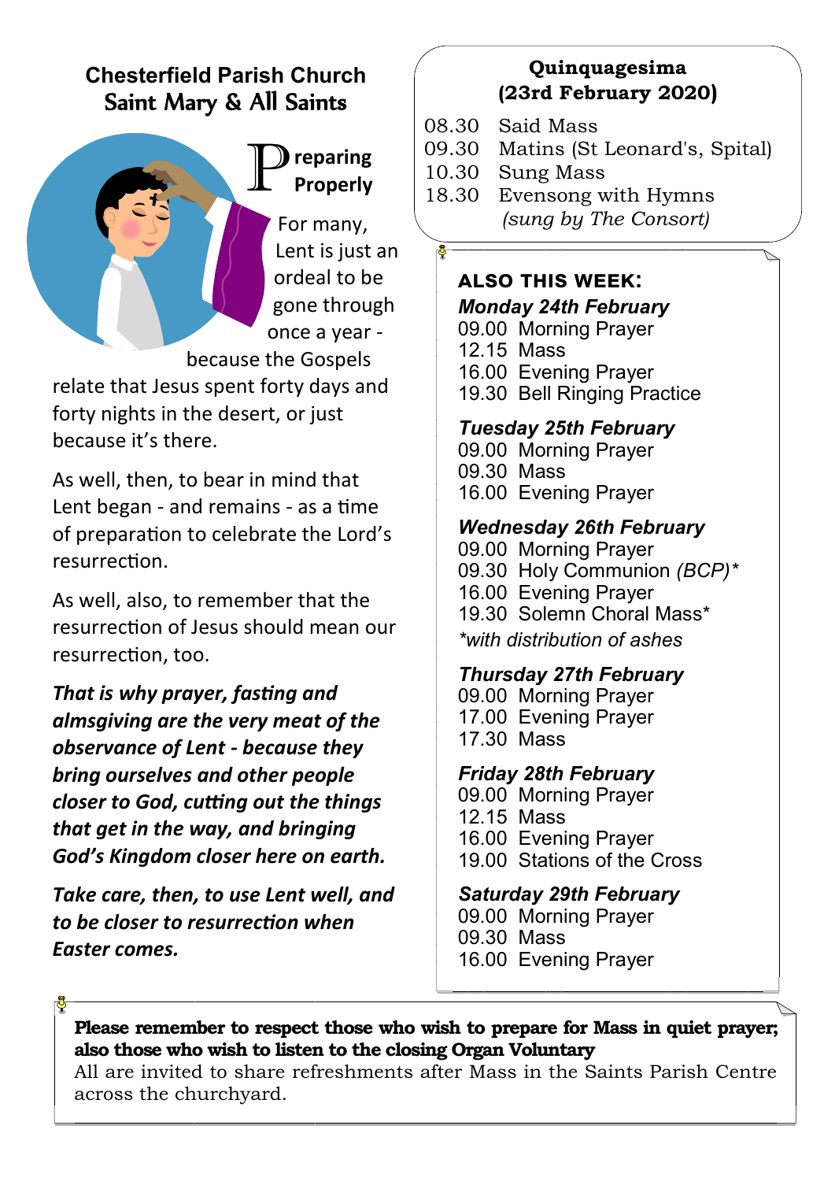# Chesterfield Parish Church
## Saint Mary & All Saints

## Preparing Properly

For many, Lent is just an ordeal to be gone through once a year - because the Gospels relate that Jesus spent forty days and forty nights in the desert, or just because it's there.

As well, then, to bear in mind that Lent began - and remains - as a time of preparation to celebrate the Lord's resurrection.

As well, also, to remember that the resurrection of Jesus should mean our resurrection, too.

***That is why prayer, fasting and almsgiving are the very meat of the observance of Lent - because they bring ourselves and other people closer to God, cutting out the things that get in the way, and bringing God's Kingdom closer here on earth.***

***Take care, then, to use Lent well, and to be closer to resurrection when Easter comes.***

## Quinquagesima (23rd February 2020)

08.30 Said Mass
09.30 Matins (St Leonard's, Spital)
10.30 Sung Mass
18.30 Evensong with Hymns *(sung by The Consort)*

## ALSO THIS WEEK:

***Monday 24th February***
09.00 Morning Prayer
12.15 Mass
16.00 Evening Prayer
19.30 Bell Ringing Practice

***Tuesday 25th February***
09.00 Morning Prayer
09.30 Mass
16.00 Evening Prayer

***Wednesday 26th February***
09.00 Morning Prayer
09.30 Holy Communion *(BCP)**
16.00 Evening Prayer
19.30 Solemn Choral Mass*
*\*with distribution of ashes*

***Thursday 27th February***
09.00 Morning Prayer
17.00 Evening Prayer
17.30 Mass

***Friday 28th February***
09.00 Morning Prayer
12.15 Mass
16.00 Evening Prayer
19.00 Stations of the Cross

***Saturday 29th February***
09.00 Morning Prayer
09.30 Mass
16.00 Evening Prayer

**Please remember to respect those who wish to prepare for Mass in quiet prayer; also those who wish to listen to the closing Organ Voluntary**
All are invited to share refreshments after Mass in the Saints Parish Centre across the churchyard.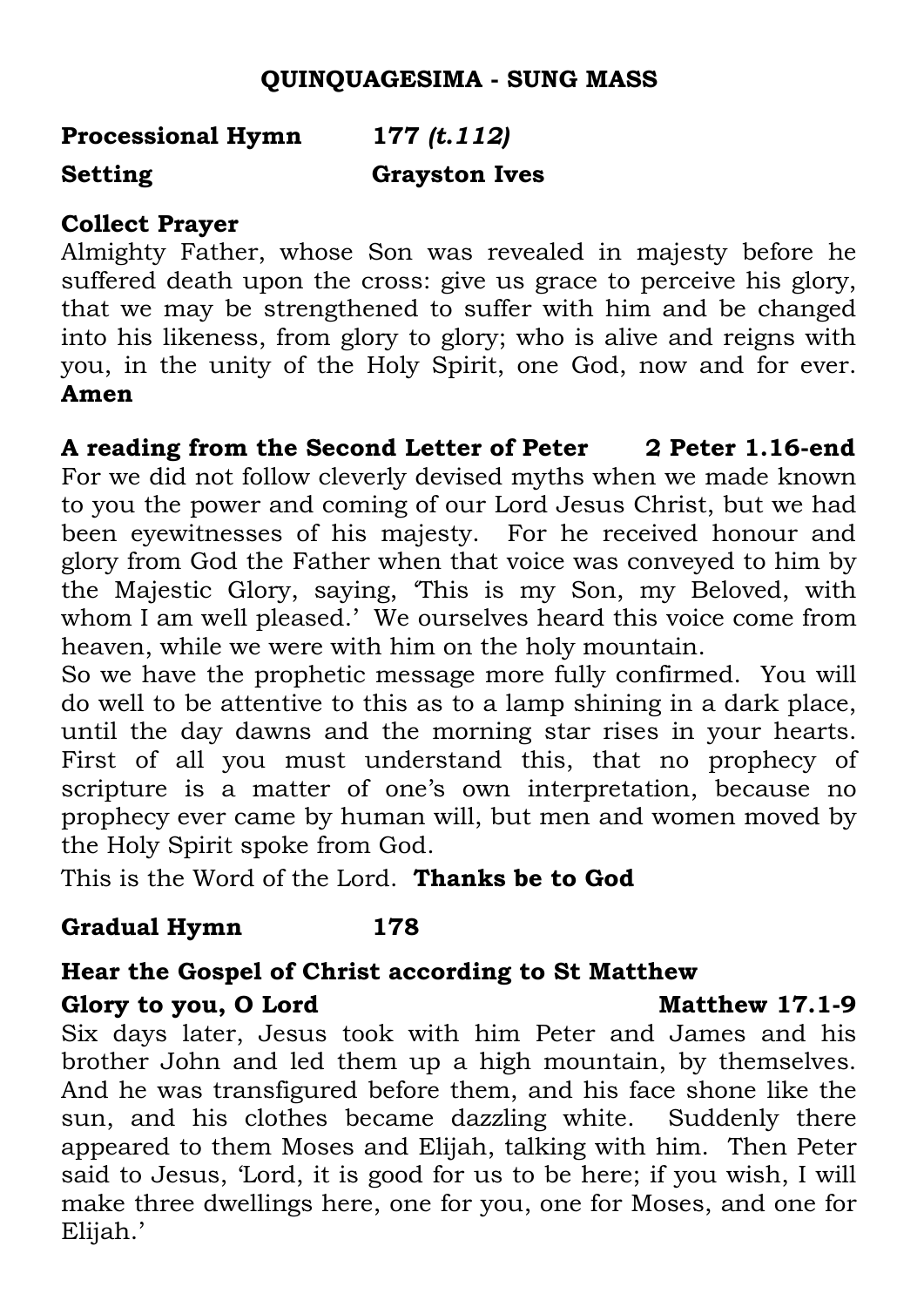## QUINQUAGESIMA - SUNG MASS

**Processional Hymn** **177** ***(t.112)***

**Setting** **Grayston Ives**

**Collect Prayer**

Almighty Father, whose Son was revealed in majesty before he suffered death upon the cross: give us grace to perceive his glory, that we may be strengthened to suffer with him and be changed into his likeness, from glory to glory; who is alive and reigns with you, in the unity of the Holy Spirit, one God, now and for ever. **Amen**

**A reading from the Second Letter of Peter** **2 Peter 1.16-end**

For we did not follow cleverly devised myths when we made known to you the power and coming of our Lord Jesus Christ, but we had been eyewitnesses of his majesty. For he received honour and glory from God the Father when that voice was conveyed to him by the Majestic Glory, saying, 'This is my Son, my Beloved, with whom I am well pleased.' We ourselves heard this voice come from heaven, while we were with him on the holy mountain.

So we have the prophetic message more fully confirmed. You will do well to be attentive to this as to a lamp shining in a dark place, until the day dawns and the morning star rises in your hearts. First of all you must understand this, that no prophecy of scripture is a matter of one's own interpretation, because no prophecy ever came by human will, but men and women moved by the Holy Spirit spoke from God.

This is the Word of the Lord. **Thanks be to God**

**Gradual Hymn** **178**

**Hear the Gospel of Christ according to St Matthew**

**Glory to you, O Lord** **Matthew 17.1-9**

Six days later, Jesus took with him Peter and James and his brother John and led them up a high mountain, by themselves. And he was transfigured before them, and his face shone like the sun, and his clothes became dazzling white. Suddenly there appeared to them Moses and Elijah, talking with him. Then Peter said to Jesus, 'Lord, it is good for us to be here; if you wish, I will make three dwellings here, one for you, one for Moses, and one for Elijah.'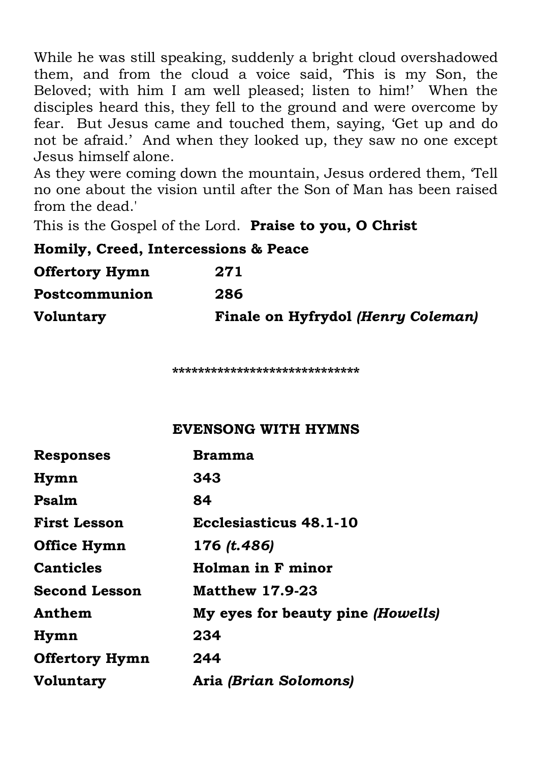While he was still speaking, suddenly a bright cloud overshadowed them, and from the cloud a voice said, 'This is my Son, the Beloved; with him I am well pleased; listen to him!' When the disciples heard this, they fell to the ground and were overcome by fear. But Jesus came and touched them, saying, 'Get up and do not be afraid.' And when they looked up, they saw no one except Jesus himself alone.
As they were coming down the mountain, Jesus ordered them, 'Tell no one about the vision until after the Son of Man has been raised from the dead.'
This is the Gospel of the Lord. **Praise to you, O Christ**

**Homily, Creed, Intercessions & Peace**

| | |
|---|---|
| **Offertory Hymn** | **271** |
| **Postcommunion** | **286** |
| **Voluntary** | **Finale on Hyfrydol *(Henry Coleman)*** |

****************************

## EVENSONG WITH HYMNS

| | |
|---|---|
| **Responses** | **Bramma** |
| **Hymn** | **343** |
| **Psalm** | **84** |
| **First Lesson** | **Ecclesiasticus 48.1-10** |
| **Office Hymn** | ***176 (t.486)*** |
| **Canticles** | **Holman in F minor** |
| **Second Lesson** | **Matthew 17.9-23** |
| **Anthem** | **My eyes for beauty pine *(Howells)*** |
| **Hymn** | **234** |
| **Offertory Hymn** | **244** |
| **Voluntary** | ***Aria (Brian Solomons)*** |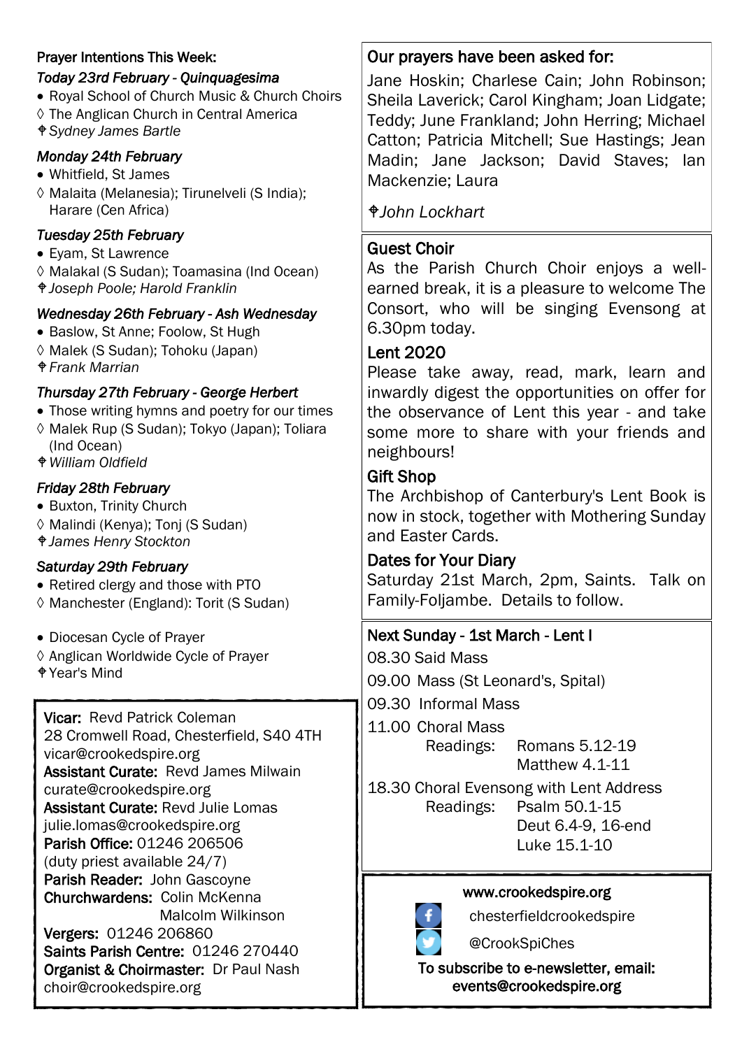**Prayer Intentions This Week:**

***Today 23rd February - Quinquagesima***

- Royal School of Church Music & Church Choirs
- ◊ The Anglican Church in Central America
- ✝ *Sydney James Bartle*

***Monday 24th February***

- Whitfield, St James
- ◊ Malaita (Melanesia); Tirunelveli (S India); Harare (Cen Africa)

***Tuesday 25th February***

- Eyam, St Lawrence
- ◊ Malakal (S Sudan); Toamasina (Ind Ocean)
- ✝ *Joseph Poole; Harold Franklin*

***Wednesday 26th February - Ash Wednesday***

- Baslow, St Anne; Foolow, St Hugh
- ◊ Malek (S Sudan); Tohoku (Japan)
- ✝ *Frank Marrian*

***Thursday 27th February - George Herbert***

- Those writing hymns and poetry for our times
- ◊ Malek Rup (S Sudan); Tokyo (Japan); Toliara (Ind Ocean)
- ✝ *William Oldfield*

***Friday 28th February***

- Buxton, Trinity Church
- ◊ Malindi (Kenya); Tonj (S Sudan)
- ✝ *James Henry Stockton*

***Saturday 29th February***

- Retired clergy and those with PTO
- ◊ Manchester (England): Torit (S Sudan)

- Diocesan Cycle of Prayer
- ◊ Anglican Worldwide Cycle of Prayer
- ✝ Year's Mind

**Vicar:** Revd Patrick Coleman
28 Cromwell Road, Chesterfield, S40 4TH
vicar@crookedspire.org
**Assistant Curate:** Revd James Milwain
curate@crookedspire.org
**Assistant Curate:** Revd Julie Lomas
julie.lomas@crookedspire.org
**Parish Office:** 01246 206506
(duty priest available 24/7)
**Parish Reader:** John Gascoyne
**Churchwardens:** Colin McKenna
Malcolm Wilkinson
**Vergers:** 01246 206860
**Saints Parish Centre:** 01246 270440
**Organist & Choirmaster:** Dr Paul Nash
choir@crookedspire.org

## Our prayers have been asked for:

Jane Hoskin; Charlese Cain; John Robinson; Sheila Laverick; Carol Kingham; Joan Lidgate; Teddy; June Frankland; John Herring; Michael Catton; Patricia Mitchell; Sue Hastings; Jean Madin; Jane Jackson; David Staves; Ian Mackenzie; Laura

✝ *John Lockhart*

## Guest Choir

As the Parish Church Choir enjoys a well-earned break, it is a pleasure to welcome The Consort, who will be singing Evensong at 6.30pm today.

## Lent 2020

Please take away, read, mark, learn and inwardly digest the opportunities on offer for the observance of Lent this year - and take some more to share with your friends and neighbours!

## Gift Shop

The Archbishop of Canterbury's Lent Book is now in stock, together with Mothering Sunday and Easter Cards.

## Dates for Your Diary

Saturday 21st March, 2pm, Saints. Talk on Family-Foljambe. Details to follow.

## Next Sunday - 1st March - Lent I

08.30 Said Mass

09.00 Mass (St Leonard's, Spital)

09.30 Informal Mass

11.00 Choral Mass
Readings: Romans 5.12-19
Matthew 4.1-11

18.30 Choral Evensong with Lent Address
Readings: Psalm 50.1-15
Deut 6.4-9, 16-end
Luke 15.1-10

**www.crookedspire.org**

chesterfieldcrookedspire

@CrookSpiChes

**To subscribe to e-newsletter, email: events@crookedspire.org**